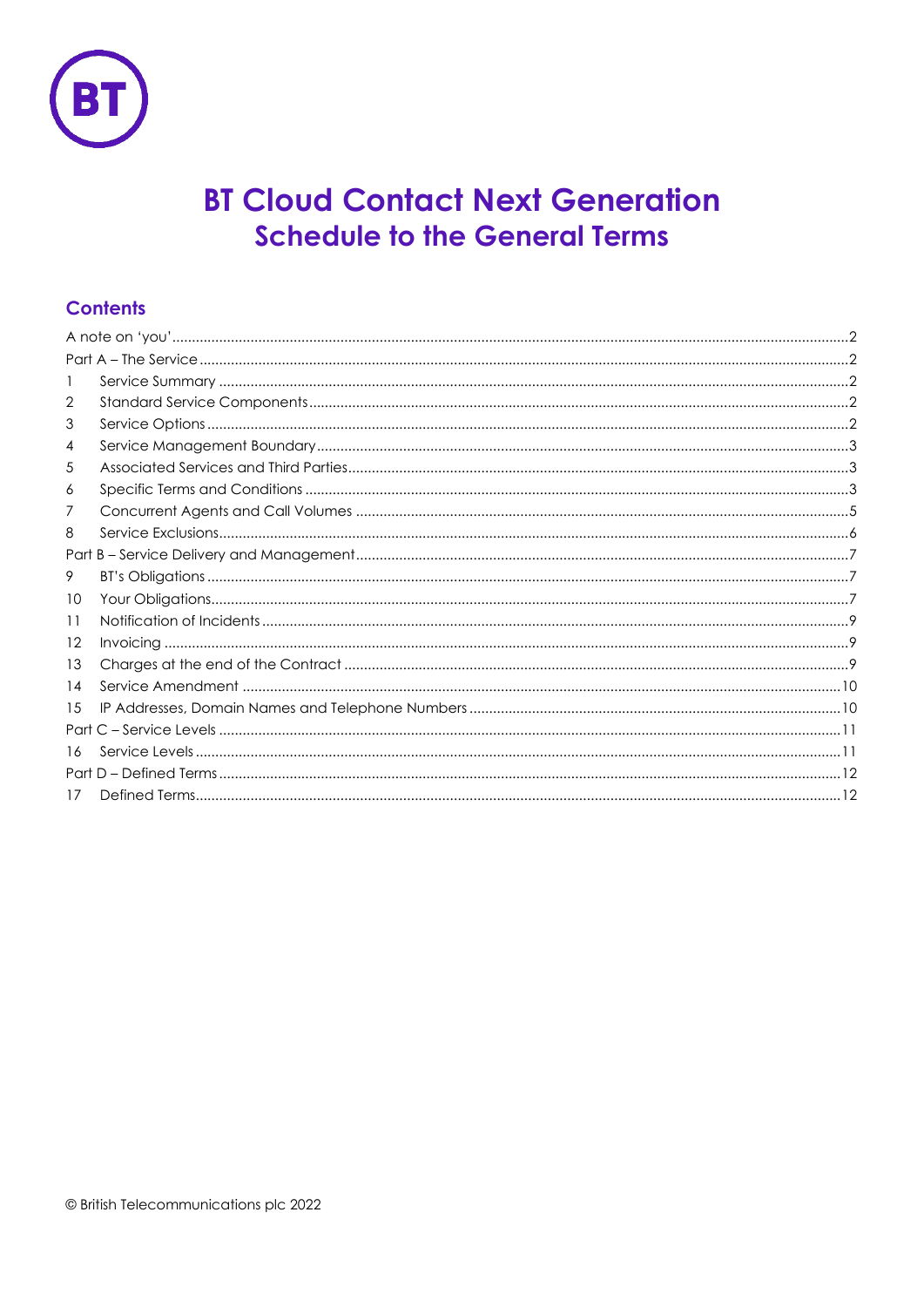# BT Cloud Contact Next Generation
## Schedule to the General Terms

### Contents

A note on 'you' ..... 2
Part A – The Service ..... 2
1 Service Summary ..... 2
2 Standard Service Components ..... 2
3 Service Options ..... 2
4 Service Management Boundary ..... 3
5 Associated Services and Third Parties ..... 3
6 Specific Terms and Conditions ..... 3
7 Concurrent Agents and Call Volumes ..... 5
8 Service Exclusions ..... 6
Part B – Service Delivery and Management ..... 7
9 BT's Obligations ..... 7
10 Your Obligations ..... 7
11 Notification of Incidents ..... 9
12 Invoicing ..... 9
13 Charges at the end of the Contract ..... 9
14 Service Amendment ..... 10
15 IP Addresses, Domain Names and Telephone Numbers ..... 10
Part C – Service Levels ..... 11
16 Service Levels ..... 11
Part D – Defined Terms ..... 12
17 Defined Terms ..... 12

© British Telecommunications plc 2022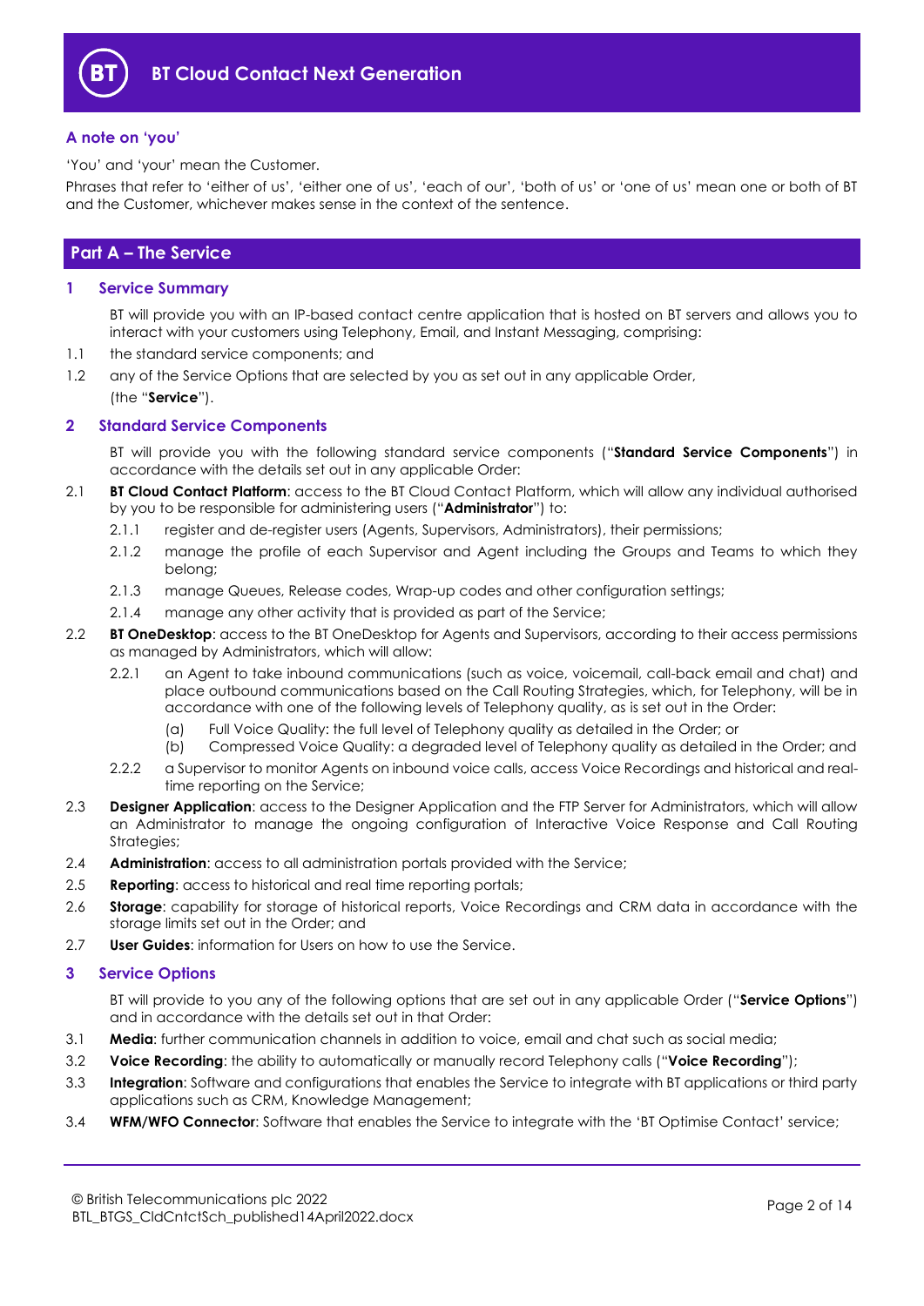## A note on 'you'

'You' and 'your' mean the Customer.

Phrases that refer to 'either of us', 'either one of us', 'each of our', 'both of us' or 'one of us' mean one or both of BT and the Customer, whichever makes sense in the context of the sentence.

# Part A – The Service

## 1 Service Summary

BT will provide you with an IP-based contact centre application that is hosted on BT servers and allows you to interact with your customers using Telephony, Email, and Instant Messaging, comprising:

1.1 the standard service components; and

1.2 any of the Service Options that are selected by you as set out in any applicable Order,

(the "**Service**").

## 2 Standard Service Components

BT will provide you with the following standard service components ("**Standard Service Components**") in accordance with the details set out in any applicable Order:

2.1 **BT Cloud Contact Platform**: access to the BT Cloud Contact Platform, which will allow any individual authorised by you to be responsible for administering users ("**Administrator**") to:

2.1.1 register and de-register users (Agents, Supervisors, Administrators), their permissions;

2.1.2 manage the profile of each Supervisor and Agent including the Groups and Teams to which they belong;

2.1.3 manage Queues, Release codes, Wrap-up codes and other configuration settings;

2.1.4 manage any other activity that is provided as part of the Service;

2.2 **BT OneDesktop**: access to the BT OneDesktop for Agents and Supervisors, according to their access permissions as managed by Administrators, which will allow:

2.2.1 an Agent to take inbound communications (such as voice, voicemail, call-back email and chat) and place outbound communications based on the Call Routing Strategies, which, for Telephony, will be in accordance with one of the following levels of Telephony quality, as is set out in the Order:

(a) Full Voice Quality: the full level of Telephony quality as detailed in the Order; or

(b) Compressed Voice Quality: a degraded level of Telephony quality as detailed in the Order; and

2.2.2 a Supervisor to monitor Agents on inbound voice calls, access Voice Recordings and historical and real-time reporting on the Service;

2.3 **Designer Application**: access to the Designer Application and the FTP Server for Administrators, which will allow an Administrator to manage the ongoing configuration of Interactive Voice Response and Call Routing Strategies;

2.4 **Administration**: access to all administration portals provided with the Service;

2.5 **Reporting**: access to historical and real time reporting portals;

2.6 **Storage**: capability for storage of historical reports, Voice Recordings and CRM data in accordance with the storage limits set out in the Order; and

2.7 **User Guides**: information for Users on how to use the Service.

## 3 Service Options

BT will provide to you any of the following options that are set out in any applicable Order ("**Service Options**") and in accordance with the details set out in that Order:

3.1 **Media**: further communication channels in addition to voice, email and chat such as social media;

3.2 **Voice Recording**: the ability to automatically or manually record Telephony calls ("**Voice Recording**");

3.3 **Integration**: Software and configurations that enables the Service to integrate with BT applications or third party applications such as CRM, Knowledge Management;

3.4 **WFM/WFO Connector**: Software that enables the Service to integrate with the 'BT Optimise Contact' service;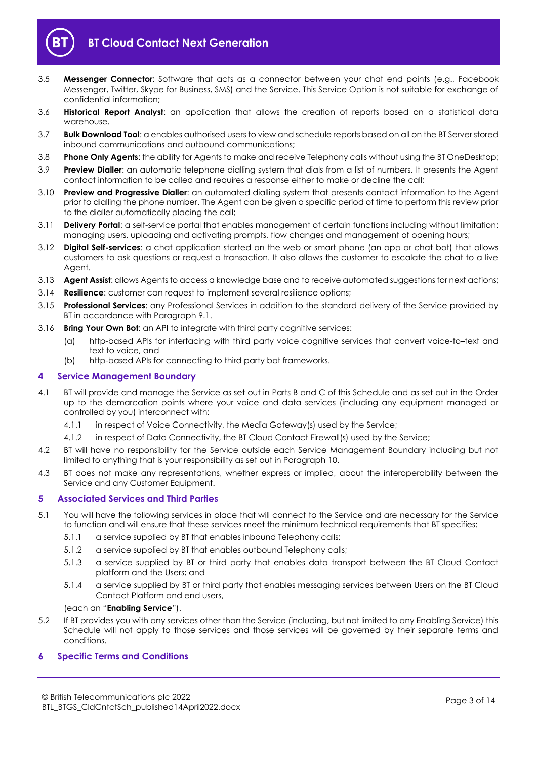3.5 **Messenger Connector**: Software that acts as a connector between your chat end points (e.g., Facebook Messenger, Twitter, Skype for Business, SMS) and the Service. This Service Option is not suitable for exchange of confidential information;

3.6 **Historical Report Analyst**: an application that allows the creation of reports based on a statistical data warehouse.

3.7 **Bulk Download Tool**: a enables authorised users to view and schedule reports based on all on the BT Server stored inbound communications and outbound communications;

3.8 **Phone Only Agents**: the ability for Agents to make and receive Telephony calls without using the BT OneDesktop;

3.9 **Preview Dialler**: an automatic telephone dialling system that dials from a list of numbers. It presents the Agent contact information to be called and requires a response either to make or decline the call;

3.10 **Preview and Progressive Dialler**: an automated dialling system that presents contact information to the Agent prior to dialling the phone number. The Agent can be given a specific period of time to perform this review prior to the dialler automatically placing the call;

3.11 **Delivery Portal**: a self-service portal that enables management of certain functions including without limitation: managing users, uploading and activating prompts, flow changes and management of opening hours;

3.12 **Digital Self-services**: a chat application started on the web or smart phone (an app or chat bot) that allows customers to ask questions or request a transaction. It also allows the customer to escalate the chat to a live Agent.

3.13 **Agent Assist**: allows Agents to access a knowledge base and to receive automated suggestions for next actions;

3.14 **Resilience**: customer can request to implement several resilience options;

3.15 **Professional Services**: any Professional Services in addition to the standard delivery of the Service provided by BT in accordance with Paragraph 9.1.

3.16 **Bring Your Own Bot**: an API to integrate with third party cognitive services:

  (a) http-based APIs for interfacing with third party voice cognitive services that convert voice-to–text and text to voice, and

  (b) http-based APIs for connecting to third party bot frameworks.

## 4 Service Management Boundary

4.1 BT will provide and manage the Service as set out in Parts B and C of this Schedule and as set out in the Order up to the demarcation points where your voice and data services (including any equipment managed or controlled by you) interconnect with:

  4.1.1 in respect of Voice Connectivity, the Media Gateway(s) used by the Service;

  4.1.2 in respect of Data Connectivity, the BT Cloud Contact Firewall(s) used by the Service;

4.2 BT will have no responsibility for the Service outside each Service Management Boundary including but not limited to anything that is your responsibility as set out in Paragraph 10.

4.3 BT does not make any representations, whether express or implied, about the interoperability between the Service and any Customer Equipment.

## 5 Associated Services and Third Parties

5.1 You will have the following services in place that will connect to the Service and are necessary for the Service to function and will ensure that these services meet the minimum technical requirements that BT specifies:

  5.1.1 a service supplied by BT that enables inbound Telephony calls;

  5.1.2 a service supplied by BT that enables outbound Telephony calls;

  5.1.3 a service supplied by BT or third party that enables data transport between the BT Cloud Contact platform and the Users; and

  5.1.4 a service supplied by BT or third party that enables messaging services between Users on the BT Cloud Contact Platform and end users,

  (each an "**Enabling Service**").

5.2 If BT provides you with any services other than the Service (including, but not limited to any Enabling Service) this Schedule will not apply to those services and those services will be governed by their separate terms and conditions.

## 6 Specific Terms and Conditions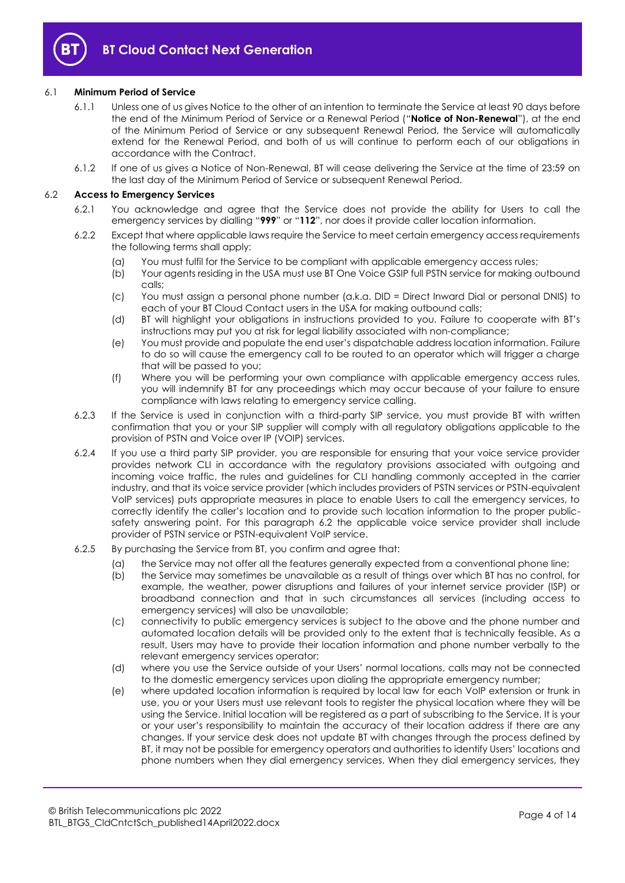### 6.1 **Minimum Period of Service**

6.1.1 Unless one of us gives Notice to the other of an intention to terminate the Service at least 90 days before the end of the Minimum Period of Service or a Renewal Period ("**Notice of Non-Renewal**"), at the end of the Minimum Period of Service or any subsequent Renewal Period, the Service will automatically extend for the Renewal Period, and both of us will continue to perform each of our obligations in accordance with the Contract.

6.1.2 If one of us gives a Notice of Non-Renewal, BT will cease delivering the Service at the time of 23:59 on the last day of the Minimum Period of Service or subsequent Renewal Period.

### 6.2 **Access to Emergency Services**

6.2.1 You acknowledge and agree that the Service does not provide the ability for Users to call the emergency services by dialling "**999**" or "**112**", nor does it provide caller location information.

6.2.2 Except that where applicable laws require the Service to meet certain emergency access requirements the following terms shall apply:

(a) You must fulfil for the Service to be compliant with applicable emergency access rules;

(b) Your agents residing in the USA must use BT One Voice GSIP full PSTN service for making outbound calls;

(c) You must assign a personal phone number (a.k.a. DID = Direct Inward Dial or personal DNIS) to each of your BT Cloud Contact users in the USA for making outbound calls;

(d) BT will highlight your obligations in instructions provided to you. Failure to cooperate with BT's instructions may put you at risk for legal liability associated with non-compliance;

(e) You must provide and populate the end user's dispatchable address location information. Failure to do so will cause the emergency call to be routed to an operator which will trigger a charge that will be passed to you;

(f) Where you will be performing your own compliance with applicable emergency access rules, you will indemnify BT for any proceedings which may occur because of your failure to ensure compliance with laws relating to emergency service calling.

6.2.3 If the Service is used in conjunction with a third-party SIP service, you must provide BT with written confirmation that you or your SIP supplier will comply with all regulatory obligations applicable to the provision of PSTN and Voice over IP (VOIP) services.

6.2.4 If you use a third party SIP provider, you are responsible for ensuring that your voice service provider provides network CLI in accordance with the regulatory provisions associated with outgoing and incoming voice traffic, the rules and guidelines for CLI handling commonly accepted in the carrier industry, and that its voice service provider (which includes providers of PSTN services or PSTN-equivalent VoIP services) puts appropriate measures in place to enable Users to call the emergency services, to correctly identify the caller's location and to provide such location information to the proper public-safety answering point. For this paragraph 6.2 the applicable voice service provider shall include provider of PSTN service or PSTN-equivalent VoIP service.

6.2.5 By purchasing the Service from BT, you confirm and agree that:

(a) the Service may not offer all the features generally expected from a conventional phone line;

(b) the Service may sometimes be unavailable as a result of things over which BT has no control, for example, the weather, power disruptions and failures of your internet service provider (ISP) or broadband connection and that in such circumstances all services (including access to emergency services) will also be unavailable;

(c) connectivity to public emergency services is subject to the above and the phone number and automated location details will be provided only to the extent that is technically feasible. As a result, Users may have to provide their location information and phone number verbally to the relevant emergency services operator;

(d) where you use the Service outside of your Users' normal locations, calls may not be connected to the domestic emergency services upon dialing the appropriate emergency number;

(e) where updated location information is required by local law for each VoIP extension or trunk in use, you or your Users must use relevant tools to register the physical location where they will be using the Service. Initial location will be registered as a part of subscribing to the Service. It is your or your user's responsibility to maintain the accuracy of their location address if there are any changes. If your service desk does not update BT with changes through the process defined by BT, it may not be possible for emergency operators and authorities to identify Users' locations and phone numbers when they dial emergency services. When they dial emergency services, they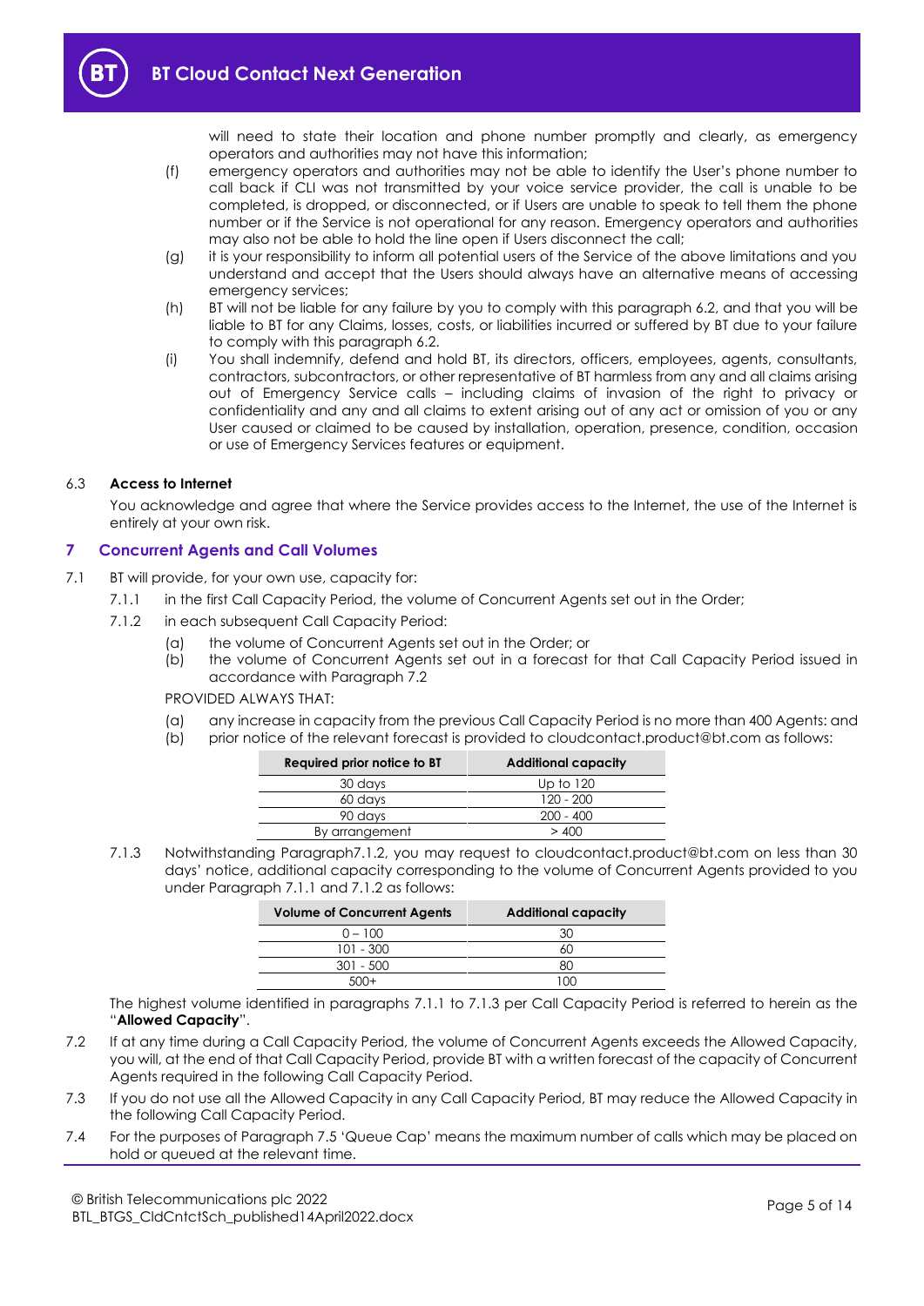will need to state their location and phone number promptly and clearly, as emergency operators and authorities may not have this information;

(f) emergency operators and authorities may not be able to identify the User's phone number to call back if CLI was not transmitted by your voice service provider, the call is unable to be completed, is dropped, or disconnected, or if Users are unable to speak to tell them the phone number or if the Service is not operational for any reason. Emergency operators and authorities may also not be able to hold the line open if Users disconnect the call;

(g) it is your responsibility to inform all potential users of the Service of the above limitations and you understand and accept that the Users should always have an alternative means of accessing emergency services;

(h) BT will not be liable for any failure by you to comply with this paragraph 6.2, and that you will be liable to BT for any Claims, losses, costs, or liabilities incurred or suffered by BT due to your failure to comply with this paragraph 6.2.

(i) You shall indemnify, defend and hold BT, its directors, officers, employees, agents, consultants, contractors, subcontractors, or other representative of BT harmless from any and all claims arising out of Emergency Service calls – including claims of invasion of the right to privacy or confidentiality and any and all claims to extent arising out of any act or omission of you or any User caused or claimed to be caused by installation, operation, presence, condition, occasion or use of Emergency Services features or equipment.

6.3 **Access to Internet**

You acknowledge and agree that where the Service provides access to the Internet, the use of the Internet is entirely at your own risk.

## 7 Concurrent Agents and Call Volumes

7.1 BT will provide, for your own use, capacity for:

7.1.1 in the first Call Capacity Period, the volume of Concurrent Agents set out in the Order;

7.1.2 in each subsequent Call Capacity Period:

(a) the volume of Concurrent Agents set out in the Order; or

(b) the volume of Concurrent Agents set out in a forecast for that Call Capacity Period issued in accordance with Paragraph 7.2

PROVIDED ALWAYS THAT:

(a) any increase in capacity from the previous Call Capacity Period is no more than 400 Agents: and

(b) prior notice of the relevant forecast is provided to cloudcontact.product@bt.com as follows:

| Required prior notice to BT | Additional capacity |
|---|---|
| 30 days | Up to 120 |
| 60 days | 120 - 200 |
| 90 days | 200 - 400 |
| By arrangement | > 400 |

7.1.3 Notwithstanding Paragraph7.1.2, you may request to cloudcontact.product@bt.com on less than 30 days' notice, additional capacity corresponding to the volume of Concurrent Agents provided to you under Paragraph 7.1.1 and 7.1.2 as follows:

| Volume of Concurrent Agents | Additional capacity |
|---|---|
| 0 – 100 | 30 |
| 101 - 300 | 60 |
| 301 - 500 | 80 |
| 500+ | 100 |

The highest volume identified in paragraphs 7.1.1 to 7.1.3 per Call Capacity Period is referred to herein as the "**Allowed Capacity**".

7.2 If at any time during a Call Capacity Period, the volume of Concurrent Agents exceeds the Allowed Capacity, you will, at the end of that Call Capacity Period, provide BT with a written forecast of the capacity of Concurrent Agents required in the following Call Capacity Period.

7.3 If you do not use all the Allowed Capacity in any Call Capacity Period, BT may reduce the Allowed Capacity in the following Call Capacity Period.

7.4 For the purposes of Paragraph 7.5 'Queue Cap' means the maximum number of calls which may be placed on hold or queued at the relevant time.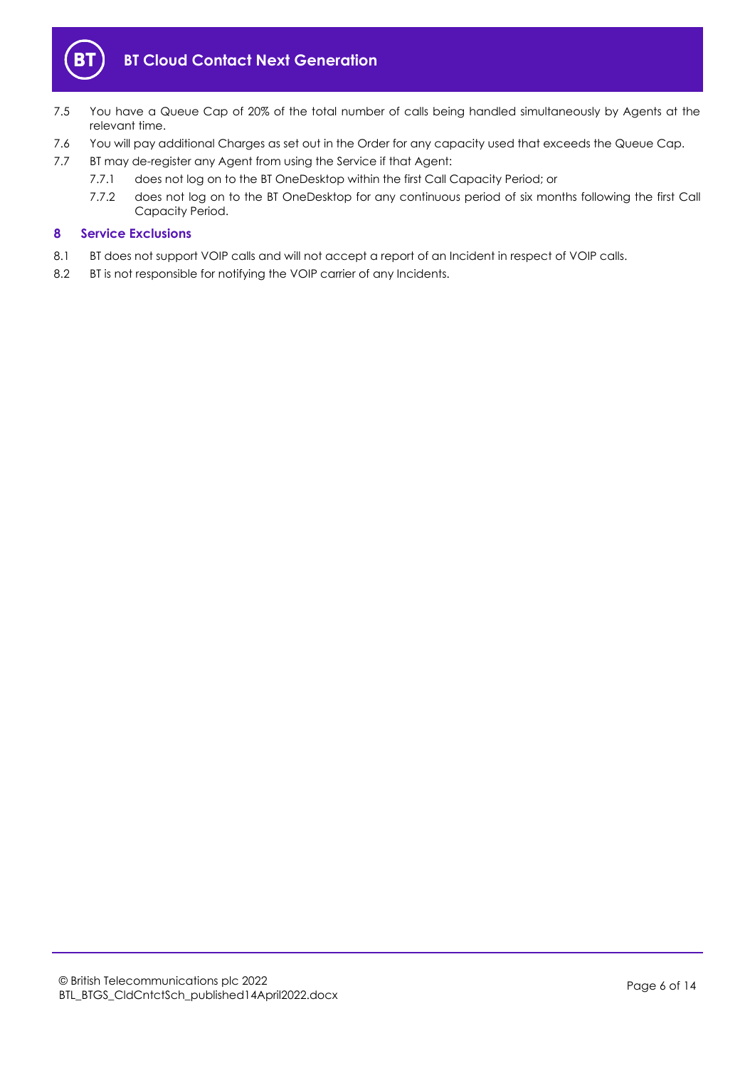7.5 You have a Queue Cap of 20% of the total number of calls being handled simultaneously by Agents at the relevant time.

7.6 You will pay additional Charges as set out in the Order for any capacity used that exceeds the Queue Cap.

7.7 BT may de-register any Agent from using the Service if that Agent:

   7.7.1 does not log on to the BT OneDesktop within the first Call Capacity Period; or

   7.7.2 does not log on to the BT OneDesktop for any continuous period of six months following the first Call Capacity Period.

## 8 Service Exclusions

8.1 BT does not support VOIP calls and will not accept a report of an Incident in respect of VOIP calls.

8.2 BT is not responsible for notifying the VOIP carrier of any Incidents.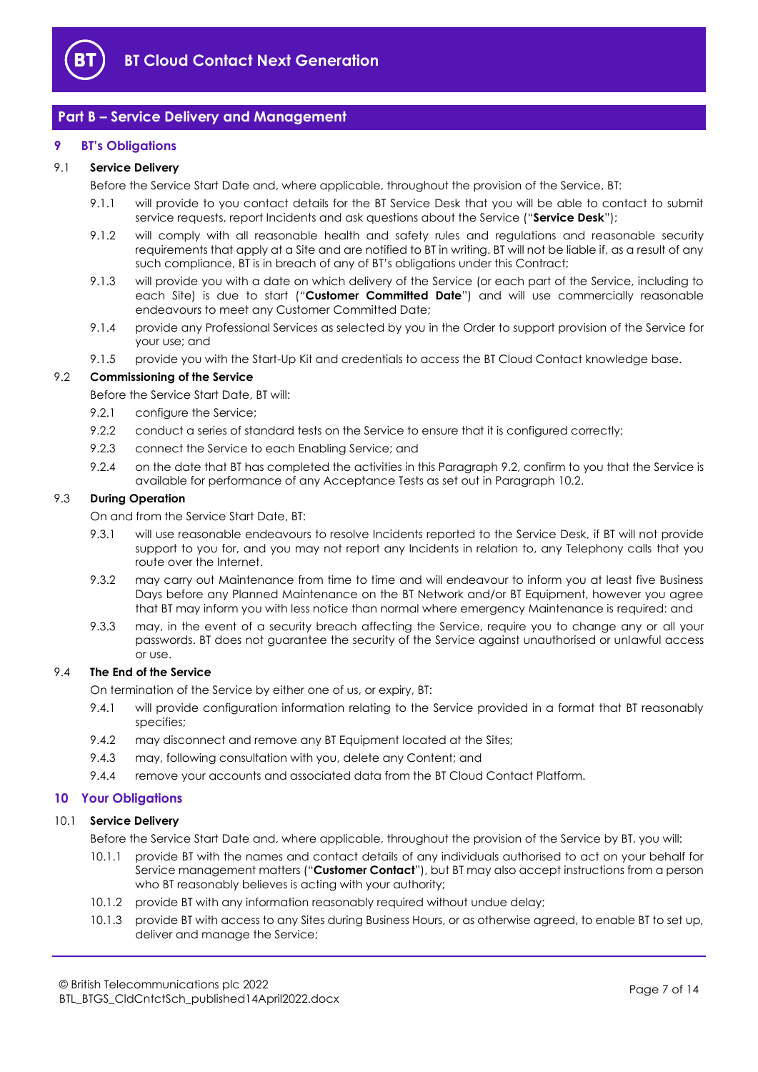## Part B – Service Delivery and Management

### 9 BT's Obligations

**9.1 Service Delivery**

Before the Service Start Date and, where applicable, throughout the provision of the Service, BT:

9.1.1 will provide to you contact details for the BT Service Desk that you will be able to contact to submit service requests, report Incidents and ask questions about the Service ("**Service Desk**");

9.1.2 will comply with all reasonable health and safety rules and regulations and reasonable security requirements that apply at a Site and are notified to BT in writing. BT will not be liable if, as a result of any such compliance, BT is in breach of any of BT's obligations under this Contract;

9.1.3 will provide you with a date on which delivery of the Service (or each part of the Service, including to each Site) is due to start ("**Customer Committed Date**") and will use commercially reasonable endeavours to meet any Customer Committed Date;

9.1.4 provide any Professional Services as selected by you in the Order to support provision of the Service for your use; and

9.1.5 provide you with the Start-Up Kit and credentials to access the BT Cloud Contact knowledge base.

**9.2 Commissioning of the Service**

Before the Service Start Date, BT will:

9.2.1 configure the Service;

9.2.2 conduct a series of standard tests on the Service to ensure that it is configured correctly;

9.2.3 connect the Service to each Enabling Service; and

9.2.4 on the date that BT has completed the activities in this Paragraph 9.2, confirm to you that the Service is available for performance of any Acceptance Tests as set out in Paragraph 10.2.

**9.3 During Operation**

On and from the Service Start Date, BT:

9.3.1 will use reasonable endeavours to resolve Incidents reported to the Service Desk, if BT will not provide support to you for, and you may not report any Incidents in relation to, any Telephony calls that you route over the Internet.

9.3.2 may carry out Maintenance from time to time and will endeavour to inform you at least five Business Days before any Planned Maintenance on the BT Network and/or BT Equipment, however you agree that BT may inform you with less notice than normal where emergency Maintenance is required: and

9.3.3 may, in the event of a security breach affecting the Service, require you to change any or all your passwords. BT does not guarantee the security of the Service against unauthorised or unlawful access or use.

**9.4 The End of the Service**

On termination of the Service by either one of us, or expiry, BT:

9.4.1 will provide configuration information relating to the Service provided in a format that BT reasonably specifies;

9.4.2 may disconnect and remove any BT Equipment located at the Sites;

9.4.3 may, following consultation with you, delete any Content; and

9.4.4 remove your accounts and associated data from the BT Cloud Contact Platform.

### 10 Your Obligations

**10.1 Service Delivery**

Before the Service Start Date and, where applicable, throughout the provision of the Service by BT, you will:

10.1.1 provide BT with the names and contact details of any individuals authorised to act on your behalf for Service management matters ("**Customer Contact**"), but BT may also accept instructions from a person who BT reasonably believes is acting with your authority;

10.1.2 provide BT with any information reasonably required without undue delay;

10.1.3 provide BT with access to any Sites during Business Hours, or as otherwise agreed, to enable BT to set up, deliver and manage the Service;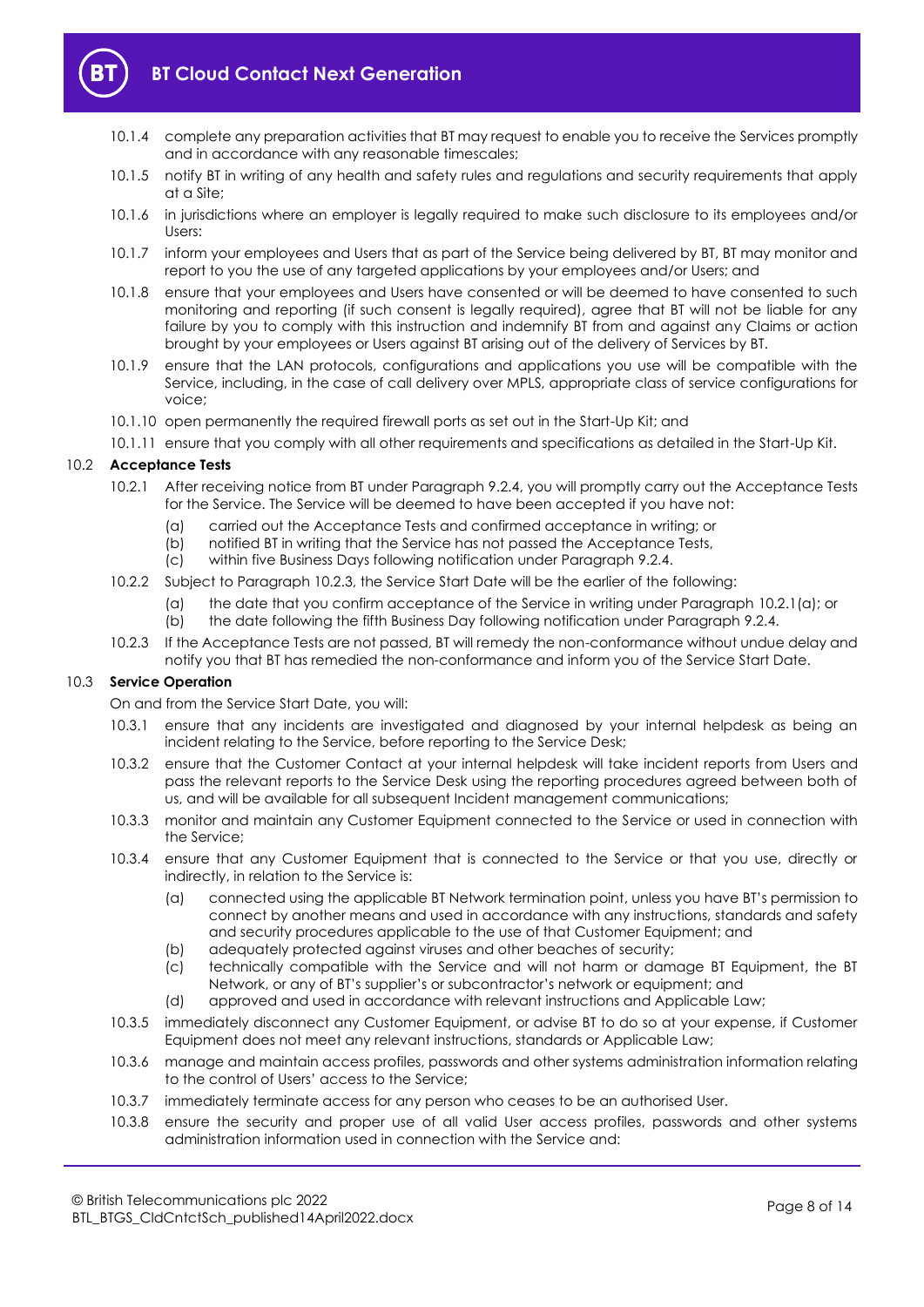10.1.4 complete any preparation activities that BT may request to enable you to receive the Services promptly and in accordance with any reasonable timescales;

10.1.5 notify BT in writing of any health and safety rules and regulations and security requirements that apply at a Site;

10.1.6 in jurisdictions where an employer is legally required to make such disclosure to its employees and/or Users:

10.1.7 inform your employees and Users that as part of the Service being delivered by BT, BT may monitor and report to you the use of any targeted applications by your employees and/or Users; and

10.1.8 ensure that your employees and Users have consented or will be deemed to have consented to such monitoring and reporting (if such consent is legally required), agree that BT will not be liable for any failure by you to comply with this instruction and indemnify BT from and against any Claims or action brought by your employees or Users against BT arising out of the delivery of Services by BT.

10.1.9 ensure that the LAN protocols, configurations and applications you use will be compatible with the Service, including, in the case of call delivery over MPLS, appropriate class of service configurations for voice;

10.1.10 open permanently the required firewall ports as set out in the Start-Up Kit; and

10.1.11 ensure that you comply with all other requirements and specifications as detailed in the Start-Up Kit.

### 10.2 Acceptance Tests

10.2.1 After receiving notice from BT under Paragraph 9.2.4, you will promptly carry out the Acceptance Tests for the Service. The Service will be deemed to have been accepted if you have not:

(a) carried out the Acceptance Tests and confirmed acceptance in writing; or

(b) notified BT in writing that the Service has not passed the Acceptance Tests,

(c) within five Business Days following notification under Paragraph 9.2.4.

10.2.2 Subject to Paragraph 10.2.3, the Service Start Date will be the earlier of the following:

(a) the date that you confirm acceptance of the Service in writing under Paragraph 10.2.1(a); or

(b) the date following the fifth Business Day following notification under Paragraph 9.2.4.

10.2.3 If the Acceptance Tests are not passed, BT will remedy the non-conformance without undue delay and notify you that BT has remedied the non-conformance and inform you of the Service Start Date.

### 10.3 Service Operation

On and from the Service Start Date, you will:

10.3.1 ensure that any incidents are investigated and diagnosed by your internal helpdesk as being an incident relating to the Service, before reporting to the Service Desk;

10.3.2 ensure that the Customer Contact at your internal helpdesk will take incident reports from Users and pass the relevant reports to the Service Desk using the reporting procedures agreed between both of us, and will be available for all subsequent Incident management communications;

10.3.3 monitor and maintain any Customer Equipment connected to the Service or used in connection with the Service;

10.3.4 ensure that any Customer Equipment that is connected to the Service or that you use, directly or indirectly, in relation to the Service is:

(a) connected using the applicable BT Network termination point, unless you have BT's permission to connect by another means and used in accordance with any instructions, standards and safety and security procedures applicable to the use of that Customer Equipment; and

(b) adequately protected against viruses and other beaches of security;

(c) technically compatible with the Service and will not harm or damage BT Equipment, the BT Network, or any of BT's supplier's or subcontractor's network or equipment; and

(d) approved and used in accordance with relevant instructions and Applicable Law;

10.3.5 immediately disconnect any Customer Equipment, or advise BT to do so at your expense, if Customer Equipment does not meet any relevant instructions, standards or Applicable Law;

10.3.6 manage and maintain access profiles, passwords and other systems administration information relating to the control of Users' access to the Service;

10.3.7 immediately terminate access for any person who ceases to be an authorised User.

10.3.8 ensure the security and proper use of all valid User access profiles, passwords and other systems administration information used in connection with the Service and: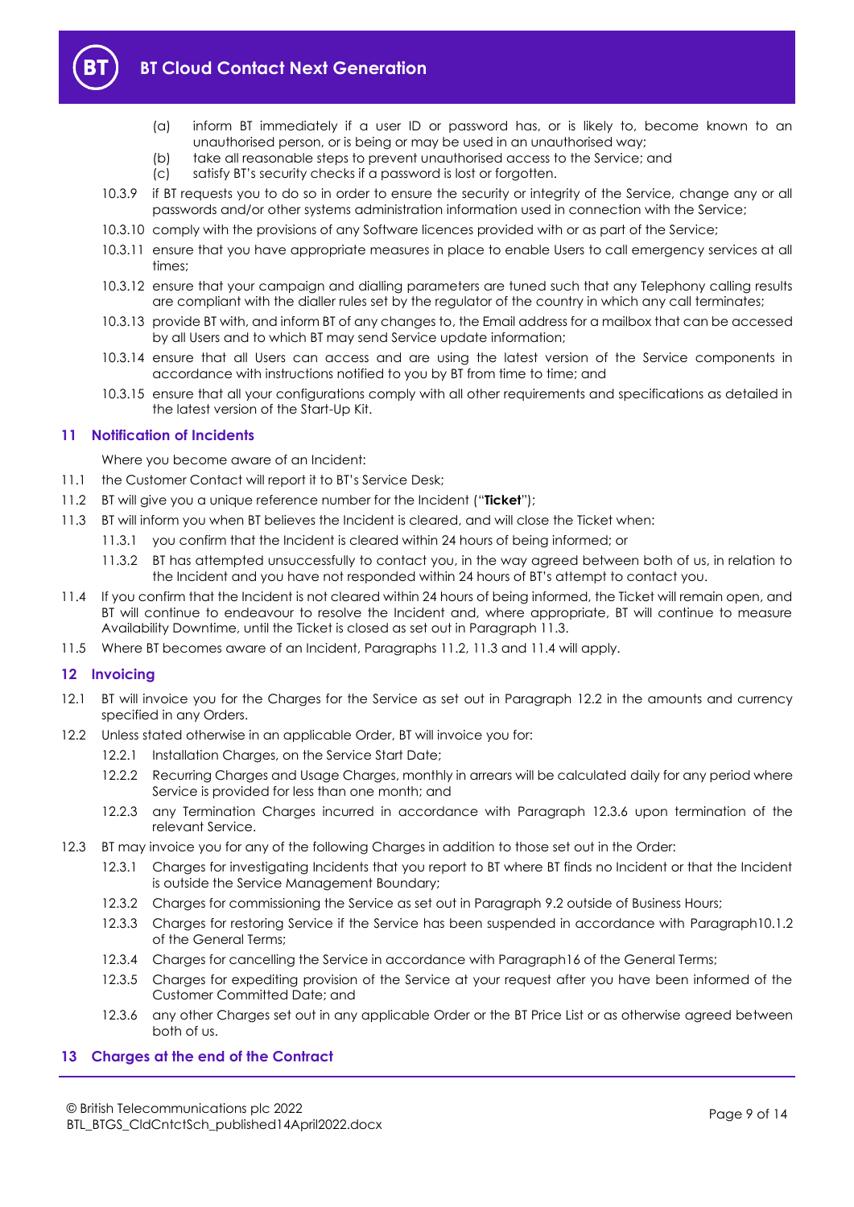(a) inform BT immediately if a user ID or password has, or is likely to, become known to an unauthorised person, or is being or may be used in an unauthorised way;

(b) take all reasonable steps to prevent unauthorised access to the Service; and

(c) satisfy BT's security checks if a password is lost or forgotten.

10.3.9 if BT requests you to do so in order to ensure the security or integrity of the Service, change any or all passwords and/or other systems administration information used in connection with the Service;

10.3.10 comply with the provisions of any Software licences provided with or as part of the Service;

10.3.11 ensure that you have appropriate measures in place to enable Users to call emergency services at all times;

10.3.12 ensure that your campaign and dialling parameters are tuned such that any Telephony calling results are compliant with the dialler rules set by the regulator of the country in which any call terminates;

10.3.13 provide BT with, and inform BT of any changes to, the Email address for a mailbox that can be accessed by all Users and to which BT may send Service update information;

10.3.14 ensure that all Users can access and are using the latest version of the Service components in accordance with instructions notified to you by BT from time to time; and

10.3.15 ensure that all your configurations comply with all other requirements and specifications as detailed in the latest version of the Start-Up Kit.

## 11 Notification of Incidents

Where you become aware of an Incident:

11.1 the Customer Contact will report it to BT's Service Desk;

11.2 BT will give you a unique reference number for the Incident ("**Ticket**");

11.3 BT will inform you when BT believes the Incident is cleared, and will close the Ticket when:

11.3.1 you confirm that the Incident is cleared within 24 hours of being informed; or

11.3.2 BT has attempted unsuccessfully to contact you, in the way agreed between both of us, in relation to the Incident and you have not responded within 24 hours of BT's attempt to contact you.

11.4 If you confirm that the Incident is not cleared within 24 hours of being informed, the Ticket will remain open, and BT will continue to endeavour to resolve the Incident and, where appropriate, BT will continue to measure Availability Downtime, until the Ticket is closed as set out in Paragraph 11.3.

11.5 Where BT becomes aware of an Incident, Paragraphs 11.2, 11.3 and 11.4 will apply.

## 12 Invoicing

12.1 BT will invoice you for the Charges for the Service as set out in Paragraph 12.2 in the amounts and currency specified in any Orders.

12.2 Unless stated otherwise in an applicable Order, BT will invoice you for:

12.2.1 Installation Charges, on the Service Start Date;

12.2.2 Recurring Charges and Usage Charges, monthly in arrears will be calculated daily for any period where Service is provided for less than one month; and

12.2.3 any Termination Charges incurred in accordance with Paragraph 12.3.6 upon termination of the relevant Service.

12.3 BT may invoice you for any of the following Charges in addition to those set out in the Order:

12.3.1 Charges for investigating Incidents that you report to BT where BT finds no Incident or that the Incident is outside the Service Management Boundary;

12.3.2 Charges for commissioning the Service as set out in Paragraph 9.2 outside of Business Hours;

12.3.3 Charges for restoring Service if the Service has been suspended in accordance with Paragraph10.1.2 of the General Terms;

12.3.4 Charges for cancelling the Service in accordance with Paragraph16 of the General Terms;

12.3.5 Charges for expediting provision of the Service at your request after you have been informed of the Customer Committed Date; and

12.3.6 any other Charges set out in any applicable Order or the BT Price List or as otherwise agreed between both of us.

## 13 Charges at the end of the Contract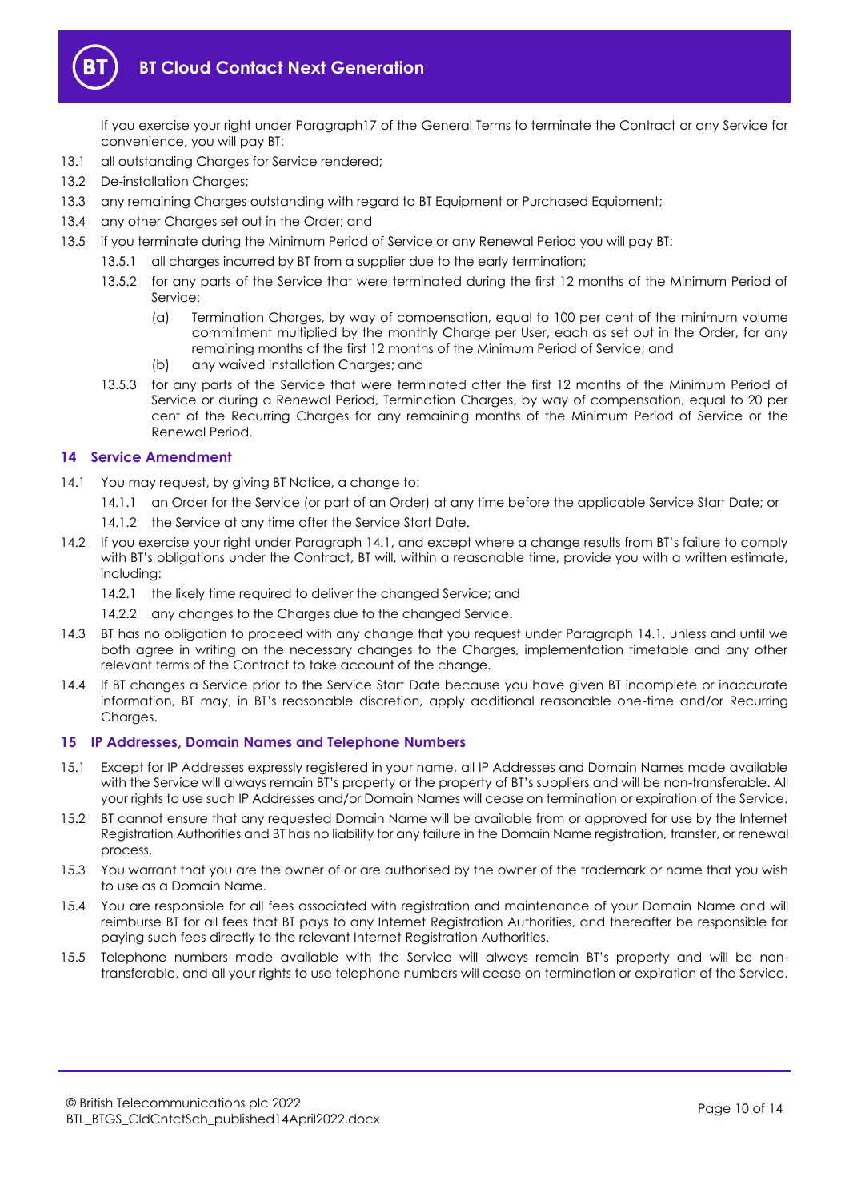If you exercise your right under Paragraph17 of the General Terms to terminate the Contract or any Service for convenience, you will pay BT:

13.1 all outstanding Charges for Service rendered;

13.2 De-installation Charges;

13.3 any remaining Charges outstanding with regard to BT Equipment or Purchased Equipment;

13.4 any other Charges set out in the Order; and

13.5 if you terminate during the Minimum Period of Service or any Renewal Period you will pay BT:

13.5.1 all charges incurred by BT from a supplier due to the early termination;

13.5.2 for any parts of the Service that were terminated during the first 12 months of the Minimum Period of Service:

(a) Termination Charges, by way of compensation, equal to 100 per cent of the minimum volume commitment multiplied by the monthly Charge per User, each as set out in the Order, for any remaining months of the first 12 months of the Minimum Period of Service; and

(b) any waived Installation Charges; and

13.5.3 for any parts of the Service that were terminated after the first 12 months of the Minimum Period of Service or during a Renewal Period, Termination Charges, by way of compensation, equal to 20 per cent of the Recurring Charges for any remaining months of the Minimum Period of Service or the Renewal Period.

## 14 Service Amendment

14.1 You may request, by giving BT Notice, a change to:

14.1.1 an Order for the Service (or part of an Order) at any time before the applicable Service Start Date; or

14.1.2 the Service at any time after the Service Start Date.

14.2 If you exercise your right under Paragraph 14.1, and except where a change results from BT's failure to comply with BT's obligations under the Contract, BT will, within a reasonable time, provide you with a written estimate, including:

14.2.1 the likely time required to deliver the changed Service; and

14.2.2 any changes to the Charges due to the changed Service.

14.3 BT has no obligation to proceed with any change that you request under Paragraph 14.1, unless and until we both agree in writing on the necessary changes to the Charges, implementation timetable and any other relevant terms of the Contract to take account of the change.

14.4 If BT changes a Service prior to the Service Start Date because you have given BT incomplete or inaccurate information, BT may, in BT's reasonable discretion, apply additional reasonable one-time and/or Recurring Charges.

## 15 IP Addresses, Domain Names and Telephone Numbers

15.1 Except for IP Addresses expressly registered in your name, all IP Addresses and Domain Names made available with the Service will always remain BT's property or the property of BT's suppliers and will be non-transferable. All your rights to use such IP Addresses and/or Domain Names will cease on termination or expiration of the Service.

15.2 BT cannot ensure that any requested Domain Name will be available from or approved for use by the Internet Registration Authorities and BT has no liability for any failure in the Domain Name registration, transfer, or renewal process.

15.3 You warrant that you are the owner of or are authorised by the owner of the trademark or name that you wish to use as a Domain Name.

15.4 You are responsible for all fees associated with registration and maintenance of your Domain Name and will reimburse BT for all fees that BT pays to any Internet Registration Authorities, and thereafter be responsible for paying such fees directly to the relevant Internet Registration Authorities.

15.5 Telephone numbers made available with the Service will always remain BT's property and will be non-transferable, and all your rights to use telephone numbers will cease on termination or expiration of the Service.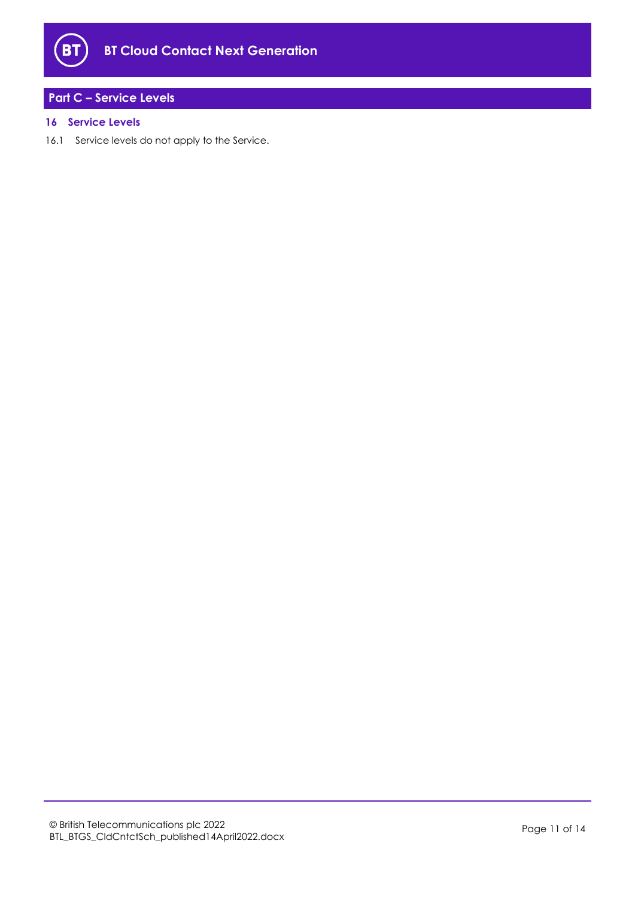## Part C – Service Levels

### 16 Service Levels

16.1 Service levels do not apply to the Service.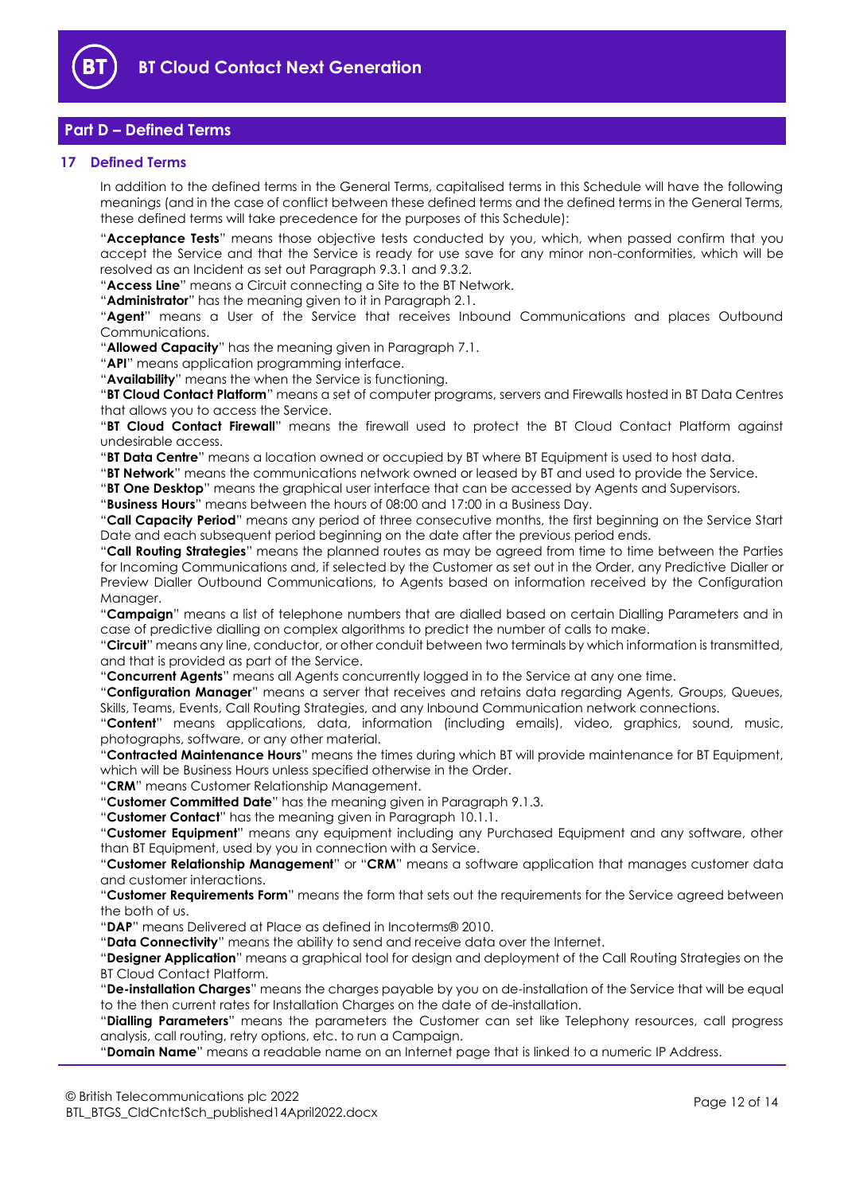## Part D – Defined Terms

### 17 Defined Terms

In addition to the defined terms in the General Terms, capitalised terms in this Schedule will have the following meanings (and in the case of conflict between these defined terms and the defined terms in the General Terms, these defined terms will take precedence for the purposes of this Schedule):

"**Acceptance Tests**" means those objective tests conducted by you, which, when passed confirm that you accept the Service and that the Service is ready for use save for any minor non-conformities, which will be resolved as an Incident as set out Paragraph 9.3.1 and 9.3.2.

"**Access Line**" means a Circuit connecting a Site to the BT Network.

"**Administrator**" has the meaning given to it in Paragraph 2.1.

"**Agent**" means a User of the Service that receives Inbound Communications and places Outbound Communications.

"**Allowed Capacity**" has the meaning given in Paragraph 7.1.

"**API**" means application programming interface.

"**Availability**" means the when the Service is functioning.

"**BT Cloud Contact Platform**" means a set of computer programs, servers and Firewalls hosted in BT Data Centres that allows you to access the Service.

"**BT Cloud Contact Firewall**" means the firewall used to protect the BT Cloud Contact Platform against undesirable access.

"**BT Data Centre**" means a location owned or occupied by BT where BT Equipment is used to host data.

"**BT Network**" means the communications network owned or leased by BT and used to provide the Service.

"**BT One Desktop**" means the graphical user interface that can be accessed by Agents and Supervisors.

"**Business Hours**" means between the hours of 08:00 and 17:00 in a Business Day.

"**Call Capacity Period**" means any period of three consecutive months, the first beginning on the Service Start Date and each subsequent period beginning on the date after the previous period ends.

"**Call Routing Strategies**" means the planned routes as may be agreed from time to time between the Parties for Incoming Communications and, if selected by the Customer as set out in the Order, any Predictive Dialler or Preview Dialler Outbound Communications, to Agents based on information received by the Configuration Manager.

"**Campaign**" means a list of telephone numbers that are dialled based on certain Dialling Parameters and in case of predictive dialling on complex algorithms to predict the number of calls to make.

"**Circuit**" means any line, conductor, or other conduit between two terminals by which information is transmitted, and that is provided as part of the Service.

"**Concurrent Agents**" means all Agents concurrently logged in to the Service at any one time.

"**Configuration Manager**" means a server that receives and retains data regarding Agents, Groups, Queues, Skills, Teams, Events, Call Routing Strategies, and any Inbound Communication network connections.

"**Content**" means applications, data, information (including emails), video, graphics, sound, music, photographs, software, or any other material.

"**Contracted Maintenance Hours**" means the times during which BT will provide maintenance for BT Equipment, which will be Business Hours unless specified otherwise in the Order.

"**CRM**" means Customer Relationship Management.

"**Customer Committed Date**" has the meaning given in Paragraph 9.1.3.

"**Customer Contact**" has the meaning given in Paragraph 10.1.1.

"**Customer Equipment**" means any equipment including any Purchased Equipment and any software, other than BT Equipment, used by you in connection with a Service.

"**Customer Relationship Management**" or "**CRM**" means a software application that manages customer data and customer interactions.

"**Customer Requirements Form**" means the form that sets out the requirements for the Service agreed between the both of us.

"**DAP**" means Delivered at Place as defined in Incoterms® 2010.

"**Data Connectivity**" means the ability to send and receive data over the Internet.

"**Designer Application**" means a graphical tool for design and deployment of the Call Routing Strategies on the BT Cloud Contact Platform.

"**De-installation Charges**" means the charges payable by you on de-installation of the Service that will be equal to the then current rates for Installation Charges on the date of de-installation.

"**Dialling Parameters**" means the parameters the Customer can set like Telephony resources, call progress analysis, call routing, retry options, etc. to run a Campaign.

"**Domain Name**" means a readable name on an Internet page that is linked to a numeric IP Address.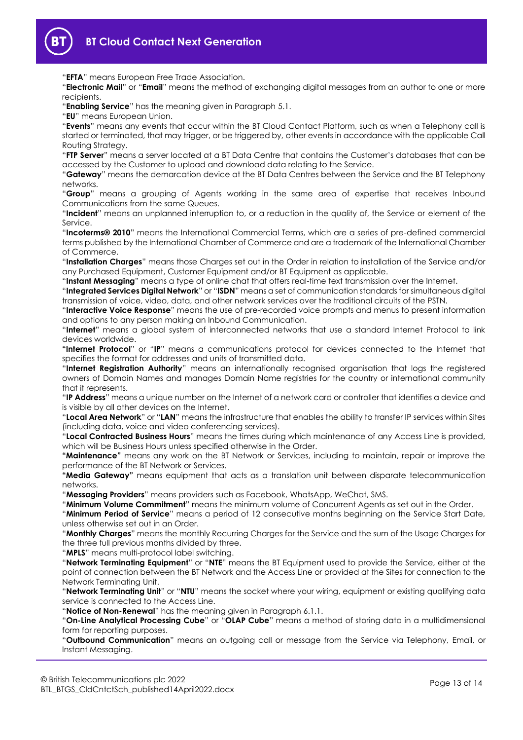"**EFTA**" means European Free Trade Association.

"**Electronic Mail**" or "**Email**" means the method of exchanging digital messages from an author to one or more recipients.

"**Enabling Service**" has the meaning given in Paragraph 5.1.

"**EU**" means European Union.

"**Events**" means any events that occur within the BT Cloud Contact Platform, such as when a Telephony call is started or terminated, that may trigger, or be triggered by, other events in accordance with the applicable Call Routing Strategy.

"**FTP Server**" means a server located at a BT Data Centre that contains the Customer's databases that can be accessed by the Customer to upload and download data relating to the Service.

"**Gateway**" means the demarcation device at the BT Data Centres between the Service and the BT Telephony networks.

"**Group**" means a grouping of Agents working in the same area of expertise that receives Inbound Communications from the same Queues.

"**Incident**" means an unplanned interruption to, or a reduction in the quality of, the Service or element of the Service.

"**Incoterms® 2010**" means the International Commercial Terms, which are a series of pre-defined commercial terms published by the International Chamber of Commerce and are a trademark of the International Chamber of Commerce.

"**Installation Charges**" means those Charges set out in the Order in relation to installation of the Service and/or any Purchased Equipment, Customer Equipment and/or BT Equipment as applicable.

"**Instant Messaging**" means a type of online chat that offers real-time text transmission over the Internet.

"**Integrated Services Digital Network**" or "**ISDN**" means a set of communication standards for simultaneous digital transmission of voice, video, data, and other network services over the traditional circuits of the PSTN.

"**Interactive Voice Response**" means the use of pre-recorded voice prompts and menus to present information and options to any person making an Inbound Communication.

"**Internet**" means a global system of interconnected networks that use a standard Internet Protocol to link devices worldwide.

"**Internet Protocol**" or "**IP**" means a communications protocol for devices connected to the Internet that specifies the format for addresses and units of transmitted data.

"**Internet Registration Authority**" means an internationally recognised organisation that logs the registered owners of Domain Names and manages Domain Name registries for the country or international community that it represents.

"**IP Address**" means a unique number on the Internet of a network card or controller that identifies a device and is visible by all other devices on the Internet.

"**Local Area Network**" or "**LAN**" means the infrastructure that enables the ability to transfer IP services within Sites (including data, voice and video conferencing services).

"**Local Contracted Business Hours**" means the times during which maintenance of any Access Line is provided, which will be Business Hours unless specified otherwise in the Order.

"**Maintenance**" means any work on the BT Network or Services, including to maintain, repair or improve the performance of the BT Network or Services.

"**Media Gateway**" means equipment that acts as a translation unit between disparate telecommunication networks.

"**Messaging Providers**" means providers such as Facebook, WhatsApp, WeChat, SMS.

"**Minimum Volume Commitment**" means the minimum volume of Concurrent Agents as set out in the Order.

"**Minimum Period of Service**" means a period of 12 consecutive months beginning on the Service Start Date, unless otherwise set out in an Order.

"**Monthly Charges**" means the monthly Recurring Charges for the Service and the sum of the Usage Charges for the three full previous months divided by three.

"**MPLS**" means multi-protocol label switching.

"**Network Terminating Equipment**" or "**NTE**" means the BT Equipment used to provide the Service, either at the point of connection between the BT Network and the Access Line or provided at the Sites for connection to the Network Terminating Unit.

"**Network Terminating Unit**" or "**NTU**" means the socket where your wiring, equipment or existing qualifying data service is connected to the Access Line.

"**Notice of Non-Renewal**" has the meaning given in Paragraph 6.1.1.

"**On-Line Analytical Processing Cube**" or "**OLAP Cube**" means a method of storing data in a multidimensional form for reporting purposes.

"**Outbound Communication**" means an outgoing call or message from the Service via Telephony, Email, or Instant Messaging.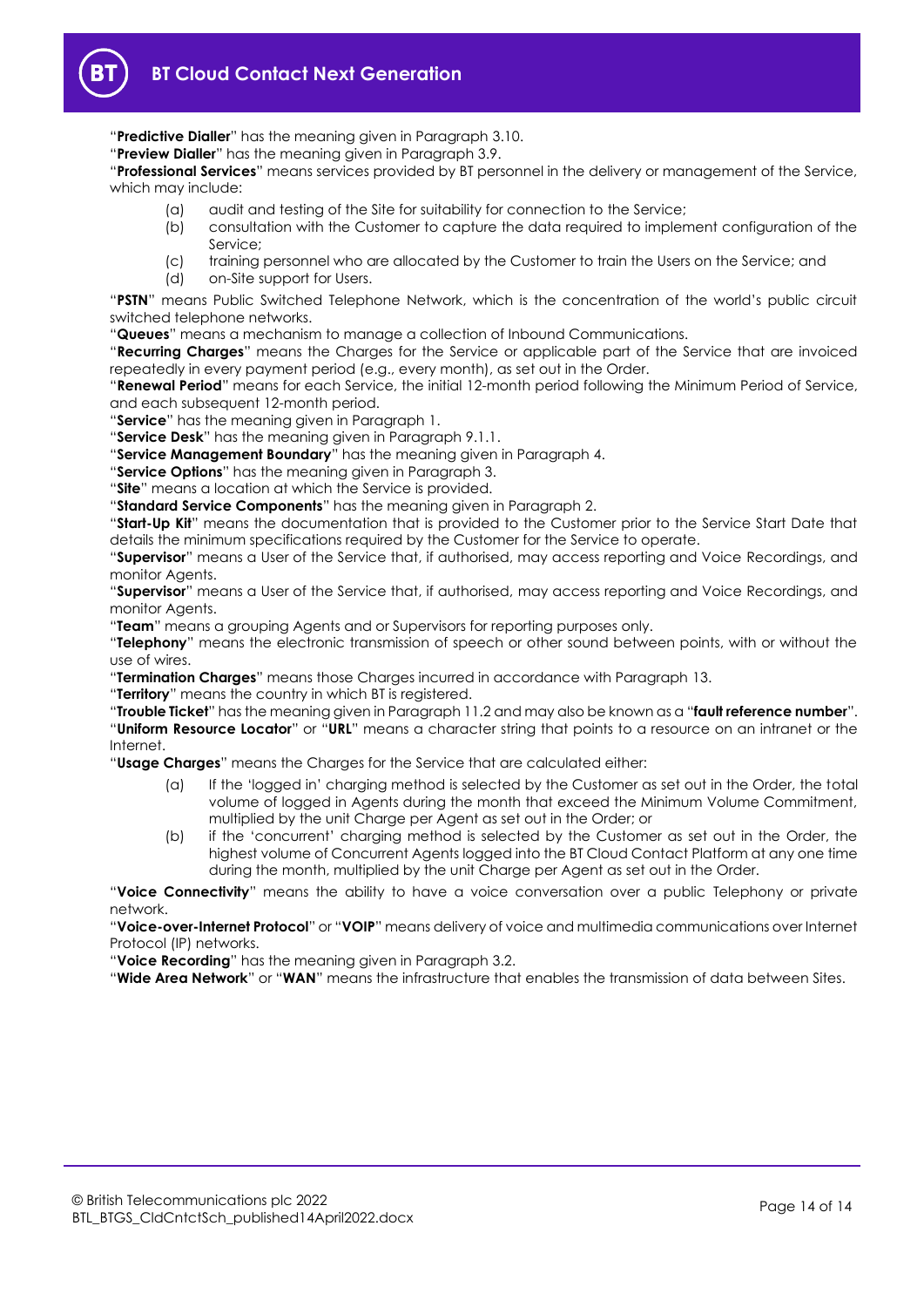"**Predictive Dialler**" has the meaning given in Paragraph 3.10.

"**Preview Dialler**" has the meaning given in Paragraph 3.9.

"**Professional Services**" means services provided by BT personnel in the delivery or management of the Service, which may include:

(a) audit and testing of the Site for suitability for connection to the Service;
(b) consultation with the Customer to capture the data required to implement configuration of the Service;
(c) training personnel who are allocated by the Customer to train the Users on the Service; and
(d) on-Site support for Users.

"**PSTN**" means Public Switched Telephone Network, which is the concentration of the world's public circuit switched telephone networks.

"**Queues**" means a mechanism to manage a collection of Inbound Communications.

"**Recurring Charges**" means the Charges for the Service or applicable part of the Service that are invoiced repeatedly in every payment period (e.g., every month), as set out in the Order.

"**Renewal Period**" means for each Service, the initial 12-month period following the Minimum Period of Service, and each subsequent 12-month period.

"**Service**" has the meaning given in Paragraph 1.

"**Service Desk**" has the meaning given in Paragraph 9.1.1.

"**Service Management Boundary**" has the meaning given in Paragraph 4.

"**Service Options**" has the meaning given in Paragraph 3.

"**Site**" means a location at which the Service is provided.

"**Standard Service Components**" has the meaning given in Paragraph 2.

"**Start-Up Kit**" means the documentation that is provided to the Customer prior to the Service Start Date that details the minimum specifications required by the Customer for the Service to operate.

"**Supervisor**" means a User of the Service that, if authorised, may access reporting and Voice Recordings, and monitor Agents.

"**Supervisor**" means a User of the Service that, if authorised, may access reporting and Voice Recordings, and monitor Agents.

"**Team**" means a grouping Agents and or Supervisors for reporting purposes only.

"**Telephony**" means the electronic transmission of speech or other sound between points, with or without the use of wires.

"**Termination Charges**" means those Charges incurred in accordance with Paragraph 13.

"**Territory**" means the country in which BT is registered.

"**Trouble Ticket**" has the meaning given in Paragraph 11.2 and may also be known as a "**fault reference number**".

"**Uniform Resource Locator**" or "**URL**" means a character string that points to a resource on an intranet or the Internet.

"**Usage Charges**" means the Charges for the Service that are calculated either:

(a) If the 'logged in' charging method is selected by the Customer as set out in the Order, the total volume of logged in Agents during the month that exceed the Minimum Volume Commitment, multiplied by the unit Charge per Agent as set out in the Order; or
(b) if the 'concurrent' charging method is selected by the Customer as set out in the Order, the highest volume of Concurrent Agents logged into the BT Cloud Contact Platform at any one time during the month, multiplied by the unit Charge per Agent as set out in the Order.

"**Voice Connectivity**" means the ability to have a voice conversation over a public Telephony or private network.

"**Voice-over-Internet Protocol**" or "**VOIP**" means delivery of voice and multimedia communications over Internet Protocol (IP) networks.

"**Voice Recording**" has the meaning given in Paragraph 3.2.

"**Wide Area Network**" or "**WAN**" means the infrastructure that enables the transmission of data between Sites.